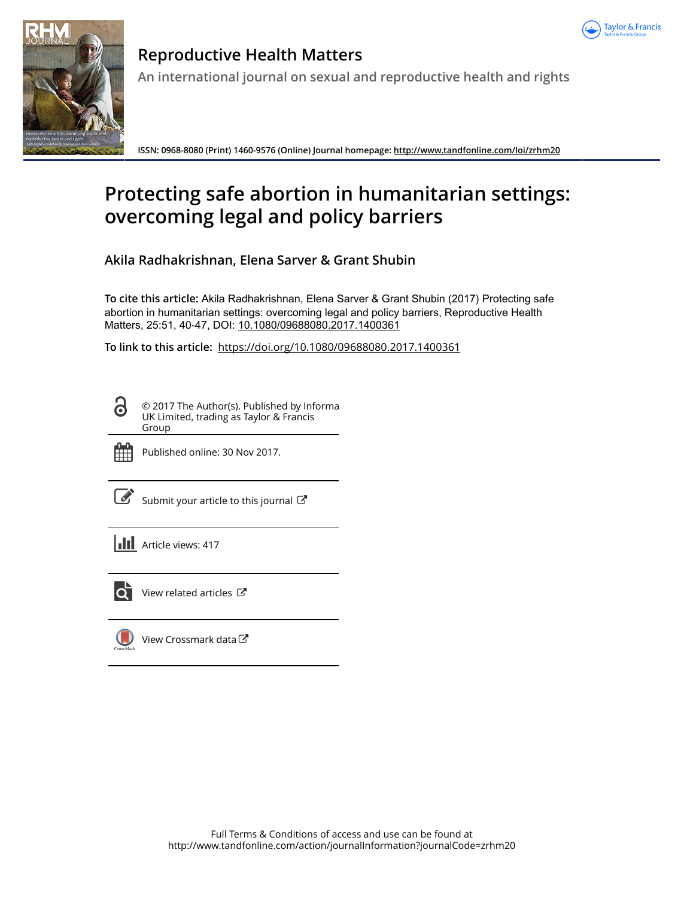# Reproductive Health Matters

An international journal on sexual and reproductive health and rights

ISSN: 0968-8080 (Print) 1460-9576 (Online) Journal homepage: http://www.tandfonline.com/loi/zrhm20

# Protecting safe abortion in humanitarian settings: overcoming legal and policy barriers

Akila Radhakrishnan, Elena Sarver & Grant Shubin

**To cite this article:** Akila Radhakrishnan, Elena Sarver & Grant Shubin (2017) Protecting safe abortion in humanitarian settings: overcoming legal and policy barriers, Reproductive Health Matters, 25:51, 40-47, DOI: 10.1080/09688080.2017.1400361

**To link to this article:** https://doi.org/10.1080/09688080.2017.1400361

© 2017 The Author(s). Published by Informa UK Limited, trading as Taylor & Francis Group

Published online: 30 Nov 2017.

Submit your article to this journal

Article views: 417

View related articles

View Crossmark data

Full Terms & Conditions of access and use can be found at http://www.tandfonline.com/action/journalInformation?journalCode=zrhm20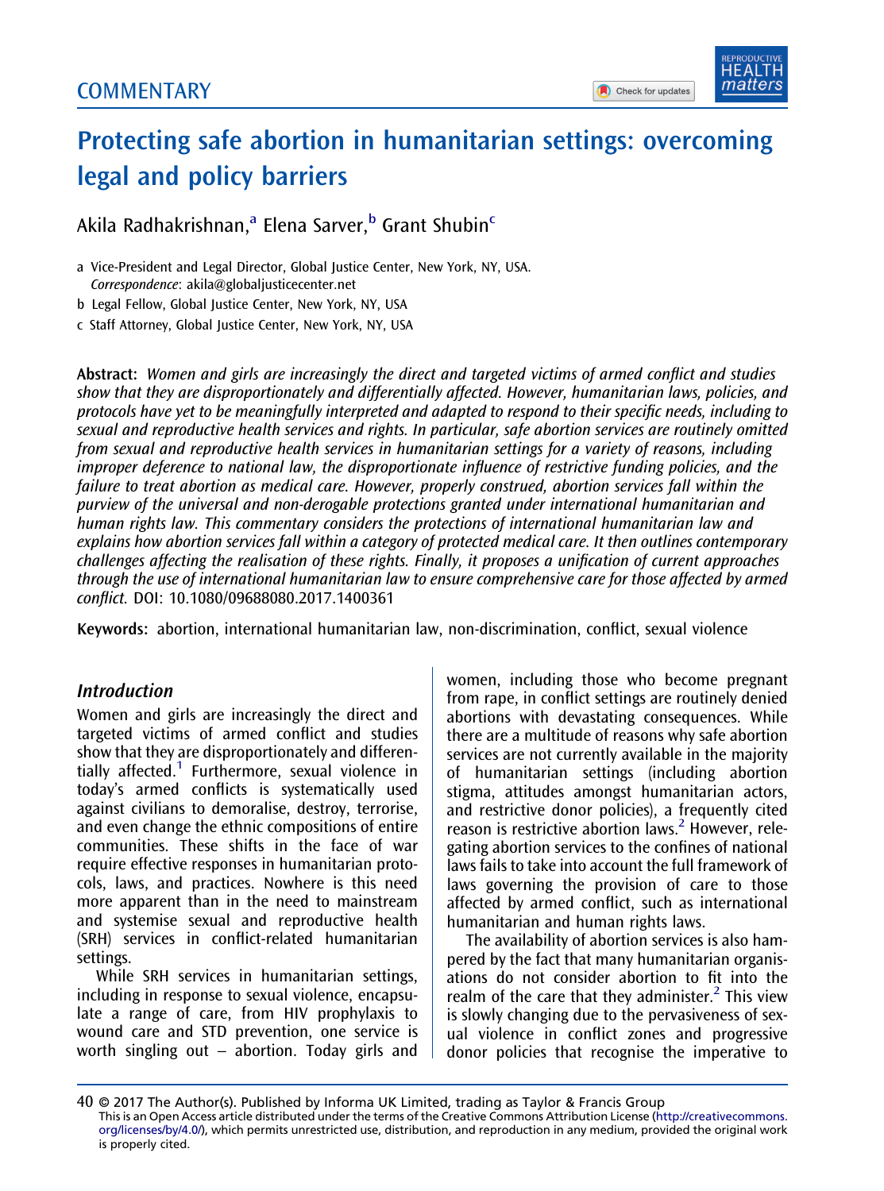COMMENTARY

# Protecting safe abortion in humanitarian settings: overcoming legal and policy barriers

Akila Radhakrishnan,[a] Elena Sarver,[b] Grant Shubin[c]

a Vice-President and Legal Director, Global Justice Center, New York, NY, USA. *Correspondence*: akila@globaljusticecenter.net

b Legal Fellow, Global Justice Center, New York, NY, USA

c Staff Attorney, Global Justice Center, New York, NY, USA

**Abstract:** *Women and girls are increasingly the direct and targeted victims of armed conflict and studies show that they are disproportionately and differentially affected. However, humanitarian laws, policies, and protocols have yet to be meaningfully interpreted and adapted to respond to their specific needs, including to sexual and reproductive health services and rights. In particular, safe abortion services are routinely omitted from sexual and reproductive health services in humanitarian settings for a variety of reasons, including improper deference to national law, the disproportionate influence of restrictive funding policies, and the failure to treat abortion as medical care. However, properly construed, abortion services fall within the purview of the universal and non-derogable protections granted under international humanitarian and human rights law. This commentary considers the protections of international humanitarian law and explains how abortion services fall within a category of protected medical care. It then outlines contemporary challenges affecting the realisation of these rights. Finally, it proposes a unification of current approaches through the use of international humanitarian law to ensure comprehensive care for those affected by armed conflict.* DOI: 10.1080/09688080.2017.1400361

**Keywords:** abortion, international humanitarian law, non-discrimination, conflict, sexual violence

## *Introduction*

Women and girls are increasingly the direct and targeted victims of armed conflict and studies show that they are disproportionately and differentially affected.[1] Furthermore, sexual violence in today's armed conflicts is systematically used against civilians to demoralise, destroy, terrorise, and even change the ethnic compositions of entire communities. These shifts in the face of war require effective responses in humanitarian protocols, laws, and practices. Nowhere is this need more apparent than in the need to mainstream and systemise sexual and reproductive health (SRH) services in conflict-related humanitarian settings.

While SRH services in humanitarian settings, including in response to sexual violence, encapsulate a range of care, from HIV prophylaxis to wound care and STD prevention, one service is worth singling out – abortion. Today girls and women, including those who become pregnant from rape, in conflict settings are routinely denied abortions with devastating consequences. While there are a multitude of reasons why safe abortion services are not currently available in the majority of humanitarian settings (including abortion stigma, attitudes amongst humanitarian actors, and restrictive donor policies), a frequently cited reason is restrictive abortion laws.[2] However, relegating abortion services to the confines of national laws fails to take into account the full framework of laws governing the provision of care to those affected by armed conflict, such as international humanitarian and human rights laws.

The availability of abortion services is also hampered by the fact that many humanitarian organisations do not consider abortion to fit into the realm of the care that they administer.[2] This view is slowly changing due to the pervasiveness of sexual violence in conflict zones and progressive donor policies that recognise the imperative to

© 2017 The Author(s). Published by Informa UK Limited, trading as Taylor & Francis Group
This is an Open Access article distributed under the terms of the Creative Commons Attribution License (http://creativecommons.org/licenses/by/4.0/), which permits unrestricted use, distribution, and reproduction in any medium, provided the original work is properly cited.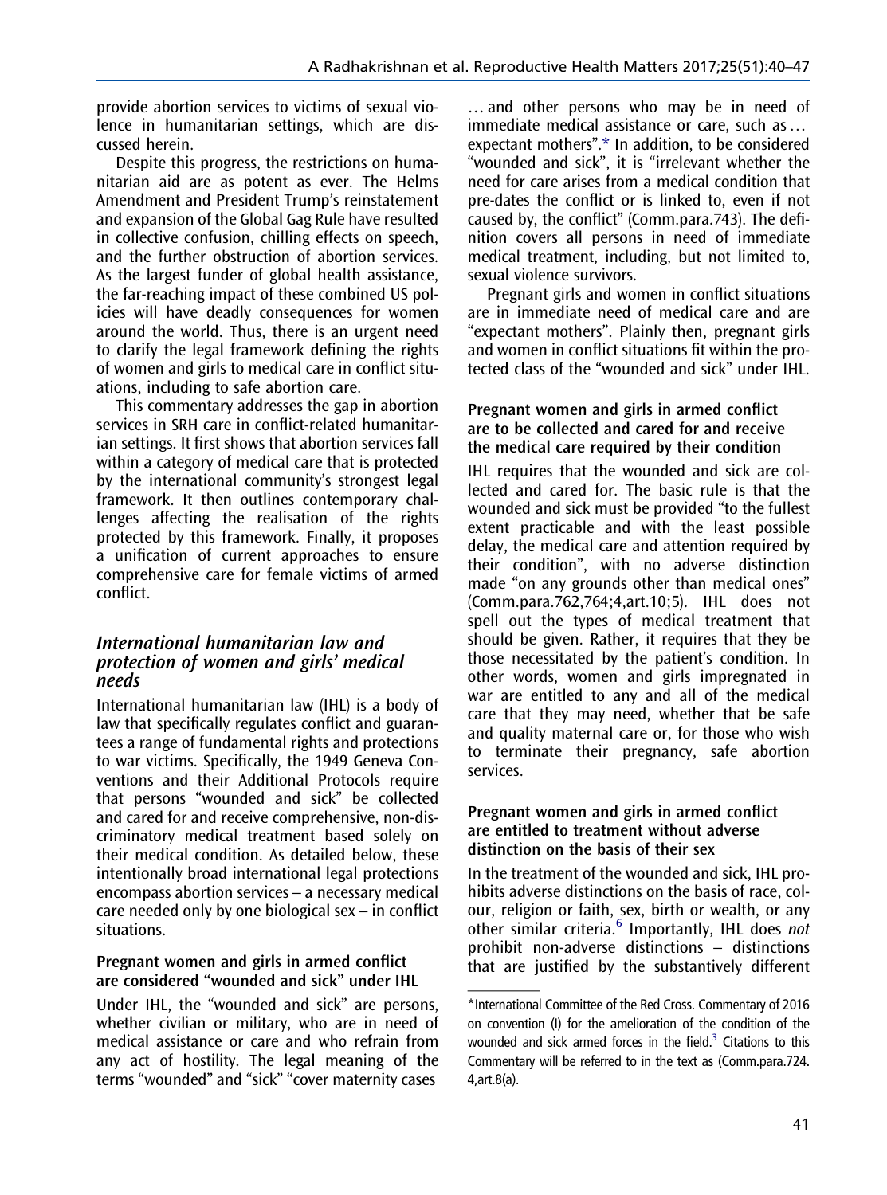provide abortion services to victims of sexual violence in humanitarian settings, which are discussed herein.

Despite this progress, the restrictions on humanitarian aid are as potent as ever. The Helms Amendment and President Trump's reinstatement and expansion of the Global Gag Rule have resulted in collective confusion, chilling effects on speech, and the further obstruction of abortion services. As the largest funder of global health assistance, the far-reaching impact of these combined US policies will have deadly consequences for women around the world. Thus, there is an urgent need to clarify the legal framework defining the rights of women and girls to medical care in conflict situations, including to safe abortion care.

This commentary addresses the gap in abortion services in SRH care in conflict-related humanitarian settings. It first shows that abortion services fall within a category of medical care that is protected by the international community's strongest legal framework. It then outlines contemporary challenges affecting the realisation of the rights protected by this framework. Finally, it proposes a unification of current approaches to ensure comprehensive care for female victims of armed conflict.

## International humanitarian law and protection of women and girls' medical needs

International humanitarian law (IHL) is a body of law that specifically regulates conflict and guarantees a range of fundamental rights and protections to war victims. Specifically, the 1949 Geneva Conventions and their Additional Protocols require that persons "wounded and sick" be collected and cared for and receive comprehensive, non-discriminatory medical treatment based solely on their medical condition. As detailed below, these intentionally broad international legal protections encompass abortion services – a necessary medical care needed only by one biological sex – in conflict situations.

### Pregnant women and girls in armed conflict are considered "wounded and sick" under IHL

Under IHL, the "wounded and sick" are persons, whether civilian or military, who are in need of medical assistance or care and who refrain from any act of hostility. The legal meaning of the terms "wounded" and "sick" "cover maternity cases … and other persons who may be in need of immediate medical assistance or care, such as … expectant mothers".* In addition, to be considered "wounded and sick", it is "irrelevant whether the need for care arises from a medical condition that pre-dates the conflict or is linked to, even if not caused by, the conflict" (Comm.para.743). The definition covers all persons in need of immediate medical treatment, including, but not limited to, sexual violence survivors.

Pregnant girls and women in conflict situations are in immediate need of medical care and are "expectant mothers". Plainly then, pregnant girls and women in conflict situations fit within the protected class of the "wounded and sick" under IHL.

### Pregnant women and girls in armed conflict are to be collected and cared for and receive the medical care required by their condition

IHL requires that the wounded and sick are collected and cared for. The basic rule is that the wounded and sick must be provided "to the fullest extent practicable and with the least possible delay, the medical care and attention required by their condition", with no adverse distinction made "on any grounds other than medical ones" (Comm.para.762,764;4,art.10;5). IHL does not spell out the types of medical treatment that should be given. Rather, it requires that they be those necessitated by the patient's condition. In other words, women and girls impregnated in war are entitled to any and all of the medical care that they may need, whether that be safe and quality maternal care or, for those who wish to terminate their pregnancy, safe abortion services.

### Pregnant women and girls in armed conflict are entitled to treatment without adverse distinction on the basis of their sex

In the treatment of the wounded and sick, IHL prohibits adverse distinctions on the basis of race, colour, religion or faith, sex, birth or wealth, or any other similar criteria.[6] Importantly, IHL does *not* prohibit non-adverse distinctions – distinctions that are justified by the substantively different

---

*International Committee of the Red Cross. Commentary of 2016 on convention (I) for the amelioration of the condition of the wounded and sick armed forces in the field.[3] Citations to this Commentary will be referred to in the text as (Comm.para.724. 4,art.8(a).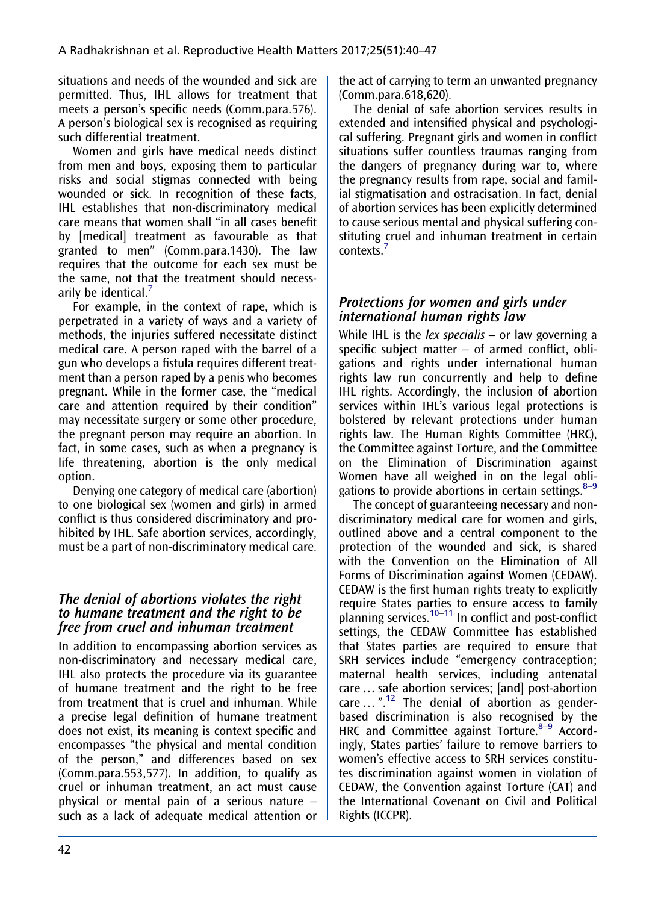situations and needs of the wounded and sick are permitted. Thus, IHL allows for treatment that meets a person's specific needs (Comm.para.576). A person's biological sex is recognised as requiring such differential treatment.

Women and girls have medical needs distinct from men and boys, exposing them to particular risks and social stigmas connected with being wounded or sick. In recognition of these facts, IHL establishes that non-discriminatory medical care means that women shall "in all cases benefit by [medical] treatment as favourable as that granted to men" (Comm.para.1430). The law requires that the outcome for each sex must be the same, not that the treatment should necessarily be identical.[7]

For example, in the context of rape, which is perpetrated in a variety of ways and a variety of methods, the injuries suffered necessitate distinct medical care. A person raped with the barrel of a gun who develops a fistula requires different treatment than a person raped by a penis who becomes pregnant. While in the former case, the "medical care and attention required by their condition" may necessitate surgery or some other procedure, the pregnant person may require an abortion. In fact, in some cases, such as when a pregnancy is life threatening, abortion is the only medical option.

Denying one category of medical care (abortion) to one biological sex (women and girls) in armed conflict is thus considered discriminatory and prohibited by IHL. Safe abortion services, accordingly, must be a part of non-discriminatory medical care.

### *The denial of abortions violates the right to humane treatment and the right to be free from cruel and inhuman treatment*

In addition to encompassing abortion services as non-discriminatory and necessary medical care, IHL also protects the procedure via its guarantee of humane treatment and the right to be free from treatment that is cruel and inhuman. While a precise legal definition of humane treatment does not exist, its meaning is context specific and encompasses "the physical and mental condition of the person," and differences based on sex (Comm.para.553,577). In addition, to qualify as cruel or inhuman treatment, an act must cause physical or mental pain of a serious nature – such as a lack of adequate medical attention or the act of carrying to term an unwanted pregnancy (Comm.para.618,620).

The denial of safe abortion services results in extended and intensified physical and psychological suffering. Pregnant girls and women in conflict situations suffer countless traumas ranging from the dangers of pregnancy during war to, where the pregnancy results from rape, social and familial stigmatisation and ostracisation. In fact, denial of abortion services has been explicitly determined to cause serious mental and physical suffering constituting cruel and inhuman treatment in certain contexts.[7]

### *Protections for women and girls under international human rights law*

While IHL is the *lex specialis* – or law governing a specific subject matter – of armed conflict, obligations and rights under international human rights law run concurrently and help to define IHL rights. Accordingly, the inclusion of abortion services within IHL's various legal protections is bolstered by relevant protections under human rights law. The Human Rights Committee (HRC), the Committee against Torture, and the Committee on the Elimination of Discrimination against Women have all weighed in on the legal obligations to provide abortions in certain settings.[8–9]

The concept of guaranteeing necessary and non-discriminatory medical care for women and girls, outlined above and a central component to the protection of the wounded and sick, is shared with the Convention on the Elimination of All Forms of Discrimination against Women (CEDAW). CEDAW is the first human rights treaty to explicitly require States parties to ensure access to family planning services.[10–11] In conflict and post-conflict settings, the CEDAW Committee has established that States parties are required to ensure that SRH services include "emergency contraception; maternal health services, including antenatal care … safe abortion services; [and] post-abortion care … ".[12] The denial of abortion as gender-based discrimination is also recognised by the HRC and Committee against Torture.[8–9] Accordingly, States parties' failure to remove barriers to women's effective access to SRH services constitutes discrimination against women in violation of CEDAW, the Convention against Torture (CAT) and the International Covenant on Civil and Political Rights (ICCPR).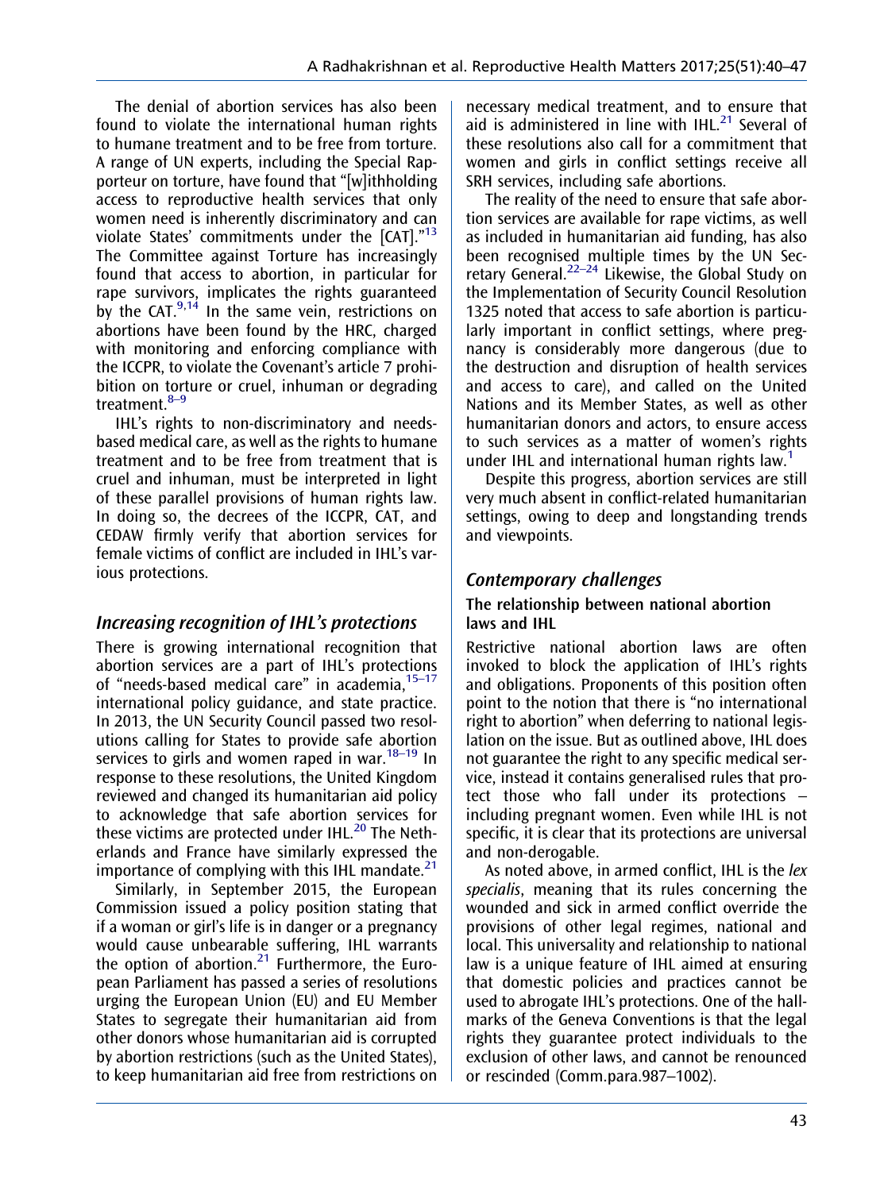The denial of abortion services has also been found to violate the international human rights to humane treatment and to be free from torture. A range of UN experts, including the Special Rapporteur on torture, have found that "[w]ithholding access to reproductive health services that only women need is inherently discriminatory and can violate States' commitments under the [CAT]."[13] The Committee against Torture has increasingly found that access to abortion, in particular for rape survivors, implicates the rights guaranteed by the CAT.[9,14] In the same vein, restrictions on abortions have been found by the HRC, charged with monitoring and enforcing compliance with the ICCPR, to violate the Covenant's article 7 prohibition on torture or cruel, inhuman or degrading treatment.[8–9]

IHL's rights to non-discriminatory and needs-based medical care, as well as the rights to humane treatment and to be free from treatment that is cruel and inhuman, must be interpreted in light of these parallel provisions of human rights law. In doing so, the decrees of the ICCPR, CAT, and CEDAW firmly verify that abortion services for female victims of conflict are included in IHL's various protections.

## *Increasing recognition of IHL's protections*

There is growing international recognition that abortion services are a part of IHL's protections of "needs-based medical care" in academia,[15–17] international policy guidance, and state practice. In 2013, the UN Security Council passed two resolutions calling for States to provide safe abortion services to girls and women raped in war.[18–19] In response to these resolutions, the United Kingdom reviewed and changed its humanitarian aid policy to acknowledge that safe abortion services for these victims are protected under IHL.[20] The Netherlands and France have similarly expressed the importance of complying with this IHL mandate.[21]

Similarly, in September 2015, the European Commission issued a policy position stating that if a woman or girl's life is in danger or a pregnancy would cause unbearable suffering, IHL warrants the option of abortion.[21] Furthermore, the European Parliament has passed a series of resolutions urging the European Union (EU) and EU Member States to segregate their humanitarian aid from other donors whose humanitarian aid is corrupted by abortion restrictions (such as the United States), to keep humanitarian aid free from restrictions on necessary medical treatment, and to ensure that aid is administered in line with IHL.[21] Several of these resolutions also call for a commitment that women and girls in conflict settings receive all SRH services, including safe abortions.

The reality of the need to ensure that safe abortion services are available for rape victims, as well as included in humanitarian aid funding, has also been recognised multiple times by the UN Secretary General.[22–24] Likewise, the Global Study on the Implementation of Security Council Resolution 1325 noted that access to safe abortion is particularly important in conflict settings, where pregnancy is considerably more dangerous (due to the destruction and disruption of health services and access to care), and called on the United Nations and its Member States, as well as other humanitarian donors and actors, to ensure access to such services as a matter of women's rights under IHL and international human rights law.[1]

Despite this progress, abortion services are still very much absent in conflict-related humanitarian settings, owing to deep and longstanding trends and viewpoints.

## *Contemporary challenges*

### The relationship between national abortion laws and IHL

Restrictive national abortion laws are often invoked to block the application of IHL's rights and obligations. Proponents of this position often point to the notion that there is "no international right to abortion" when deferring to national legislation on the issue. But as outlined above, IHL does not guarantee the right to any specific medical service, instead it contains generalised rules that protect those who fall under its protections – including pregnant women. Even while IHL is not specific, it is clear that its protections are universal and non-derogable.

As noted above, in armed conflict, IHL is the *lex specialis*, meaning that its rules concerning the wounded and sick in armed conflict override the provisions of other legal regimes, national and local. This universality and relationship to national law is a unique feature of IHL aimed at ensuring that domestic policies and practices cannot be used to abrogate IHL's protections. One of the hallmarks of the Geneva Conventions is that the legal rights they guarantee protect individuals to the exclusion of other laws, and cannot be renounced or rescinded (Comm.para.987–1002).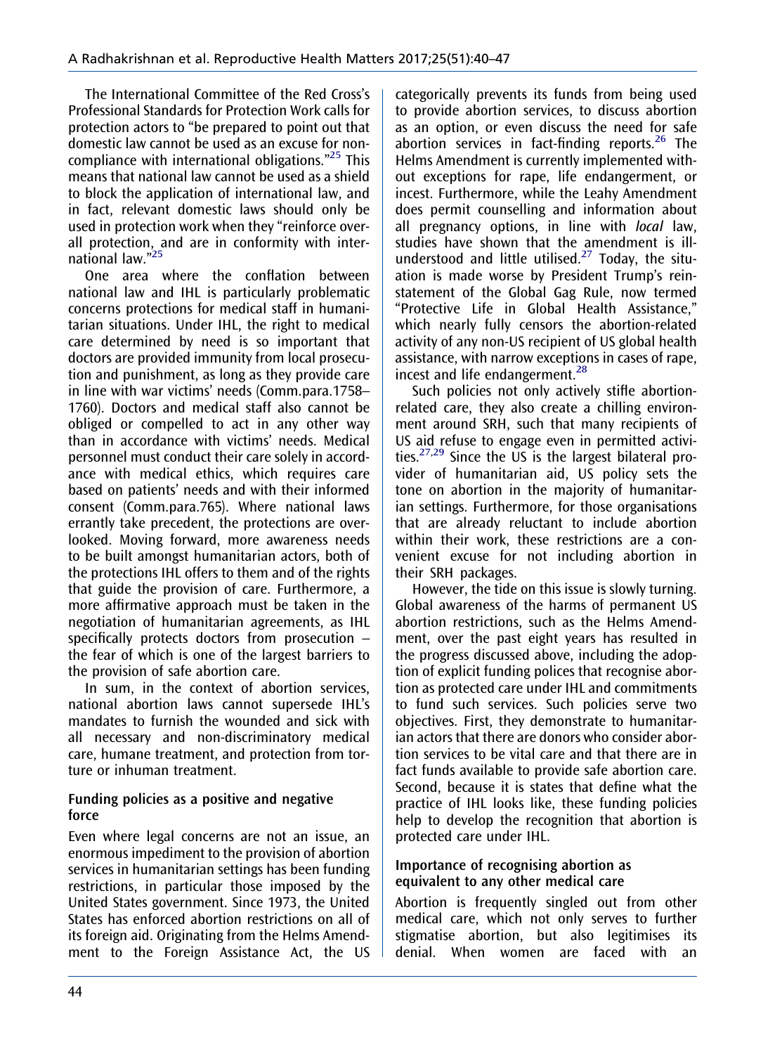The International Committee of the Red Cross's Professional Standards for Protection Work calls for protection actors to "be prepared to point out that domestic law cannot be used as an excuse for non-compliance with international obligations."[25] This means that national law cannot be used as a shield to block the application of international law, and in fact, relevant domestic laws should only be used in protection work when they "reinforce overall protection, and are in conformity with international law."[25]

One area where the conflation between national law and IHL is particularly problematic concerns protections for medical staff in humanitarian situations. Under IHL, the right to medical care determined by need is so important that doctors are provided immunity from local prosecution and punishment, as long as they provide care in line with war victims' needs (Comm.para.1758–1760). Doctors and medical staff also cannot be obliged or compelled to act in any other way than in accordance with victims' needs. Medical personnel must conduct their care solely in accordance with medical ethics, which requires care based on patients' needs and with their informed consent (Comm.para.765). Where national laws errantly take precedent, the protections are overlooked. Moving forward, more awareness needs to be built amongst humanitarian actors, both of the protections IHL offers to them and of the rights that guide the provision of care. Furthermore, a more affirmative approach must be taken in the negotiation of humanitarian agreements, as IHL specifically protects doctors from prosecution – the fear of which is one of the largest barriers to the provision of safe abortion care.

In sum, in the context of abortion services, national abortion laws cannot supersede IHL's mandates to furnish the wounded and sick with all necessary and non-discriminatory medical care, humane treatment, and protection from torture or inhuman treatment.

### Funding policies as a positive and negative force

Even where legal concerns are not an issue, an enormous impediment to the provision of abortion services in humanitarian settings has been funding restrictions, in particular those imposed by the United States government. Since 1973, the United States has enforced abortion restrictions on all of its foreign aid. Originating from the Helms Amendment to the Foreign Assistance Act, the US categorically prevents its funds from being used to provide abortion services, to discuss abortion as an option, or even discuss the need for safe abortion services in fact-finding reports.[26] The Helms Amendment is currently implemented without exceptions for rape, life endangerment, or incest. Furthermore, while the Leahy Amendment does permit counselling and information about all pregnancy options, in line with *local* law, studies have shown that the amendment is ill-understood and little utilised.[27] Today, the situation is made worse by President Trump's reinstatement of the Global Gag Rule, now termed "Protective Life in Global Health Assistance," which nearly fully censors the abortion-related activity of any non-US recipient of US global health assistance, with narrow exceptions in cases of rape, incest and life endangerment.[28]

Such policies not only actively stifle abortion-related care, they also create a chilling environment around SRH, such that many recipients of US aid refuse to engage even in permitted activities.[27,29] Since the US is the largest bilateral provider of humanitarian aid, US policy sets the tone on abortion in the majority of humanitarian settings. Furthermore, for those organisations that are already reluctant to include abortion within their work, these restrictions are a convenient excuse for not including abortion in their SRH packages.

However, the tide on this issue is slowly turning. Global awareness of the harms of permanent US abortion restrictions, such as the Helms Amendment, over the past eight years has resulted in the progress discussed above, including the adoption of explicit funding polices that recognise abortion as protected care under IHL and commitments to fund such services. Such policies serve two objectives. First, they demonstrate to humanitarian actors that there are donors who consider abortion services to be vital care and that there are in fact funds available to provide safe abortion care. Second, because it is states that define what the practice of IHL looks like, these funding policies help to develop the recognition that abortion is protected care under IHL.

### Importance of recognising abortion as equivalent to any other medical care

Abortion is frequently singled out from other medical care, which not only serves to further stigmatise abortion, but also legitimises its denial. When women are faced with an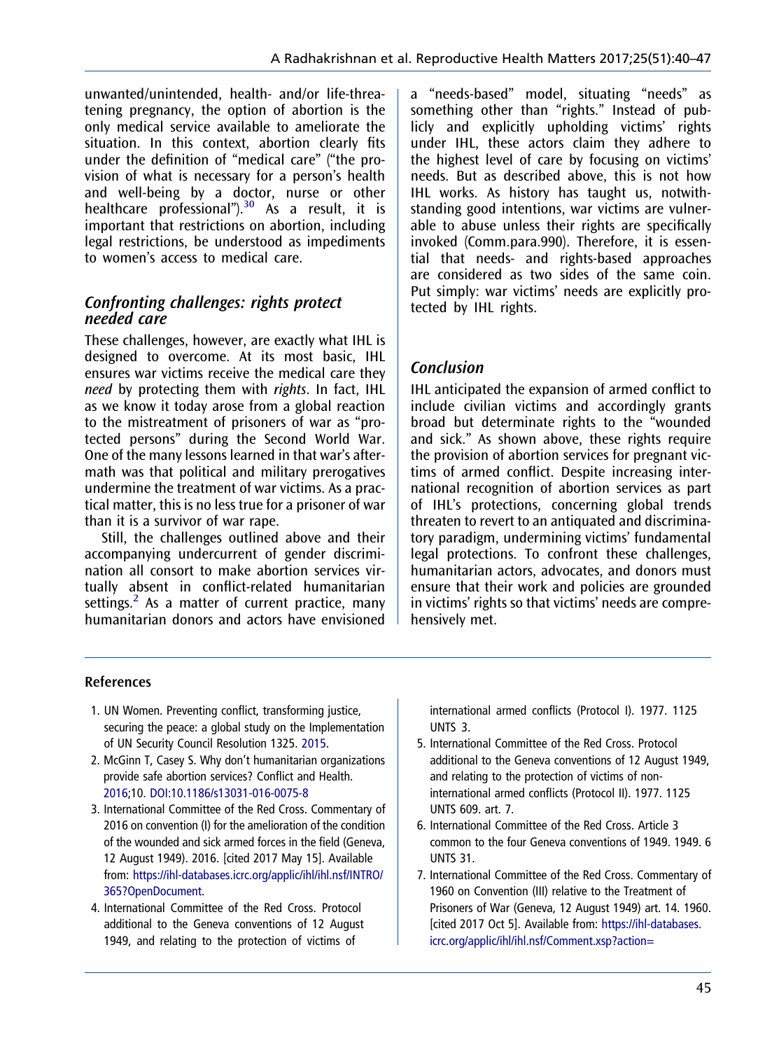unwanted/unintended, health- and/or life-threatening pregnancy, the option of abortion is the only medical service available to ameliorate the situation. In this context, abortion clearly fits under the definition of "medical care" ("the provision of what is necessary for a person's health and well-being by a doctor, nurse or other healthcare professional").[30] As a result, it is important that restrictions on abortion, including legal restrictions, be understood as impediments to women's access to medical care.

## Confronting challenges: rights protect needed care

These challenges, however, are exactly what IHL is designed to overcome. At its most basic, IHL ensures war victims receive the medical care they *need* by protecting them with *rights*. In fact, IHL as we know it today arose from a global reaction to the mistreatment of prisoners of war as "protected persons" during the Second World War. One of the many lessons learned in that war's aftermath was that political and military prerogatives undermine the treatment of war victims. As a practical matter, this is no less true for a prisoner of war than it is a survivor of war rape.

Still, the challenges outlined above and their accompanying undercurrent of gender discrimination all consort to make abortion services virtually absent in conflict-related humanitarian settings.[2] As a matter of current practice, many humanitarian donors and actors have envisioned a "needs-based" model, situating "needs" as something other than "rights." Instead of publicly and explicitly upholding victims' rights under IHL, these actors claim they adhere to the highest level of care by focusing on victims' needs. But as described above, this is not how IHL works. As history has taught us, notwithstanding good intentions, war victims are vulnerable to abuse unless their rights are specifically invoked (Comm.para.990). Therefore, it is essential that needs- and rights-based approaches are considered as two sides of the same coin. Put simply: war victims' needs are explicitly protected by IHL rights.

## Conclusion

IHL anticipated the expansion of armed conflict to include civilian victims and accordingly grants broad but determinate rights to the "wounded and sick." As shown above, these rights require the provision of abortion services for pregnant victims of armed conflict. Despite increasing international recognition of abortion services as part of IHL's protections, concerning global trends threaten to revert to an antiquated and discriminatory paradigm, undermining victims' fundamental legal protections. To confront these challenges, humanitarian actors, advocates, and donors must ensure that their work and policies are grounded in victims' rights so that victims' needs are comprehensively met.

## References

1. UN Women. Preventing conflict, transforming justice, securing the peace: a global study on the Implementation of UN Security Council Resolution 1325. 2015.
2. McGinn T, Casey S. Why don't humanitarian organizations provide safe abortion services? Conflict and Health. 2016;10. DOI:10.1186/s13031-016-0075-8
3. International Committee of the Red Cross. Commentary of 2016 on convention (I) for the amelioration of the condition of the wounded and sick armed forces in the field (Geneva, 12 August 1949). 2016. [cited 2017 May 15]. Available from: https://ihl-databases.icrc.org/applic/ihl/ihl.nsf/INTRO/365?OpenDocument.
4. International Committee of the Red Cross. Protocol additional to the Geneva conventions of 12 August 1949, and relating to the protection of victims of international armed conflicts (Protocol I). 1977. 1125 UNTS 3.
5. International Committee of the Red Cross. Protocol additional to the Geneva conventions of 12 August 1949, and relating to the protection of victims of non-international armed conflicts (Protocol II). 1977. 1125 UNTS 609. art. 7.
6. International Committee of the Red Cross. Article 3 common to the four Geneva conventions of 1949. 1949. 6 UNTS 31.
7. International Committee of the Red Cross. Commentary of 1960 on Convention (III) relative to the Treatment of Prisoners of War (Geneva, 12 August 1949) art. 14. 1960. [cited 2017 Oct 5]. Available from: https://ihl-databases.icrc.org/applic/ihl/ihl.nsf/Comment.xsp?action=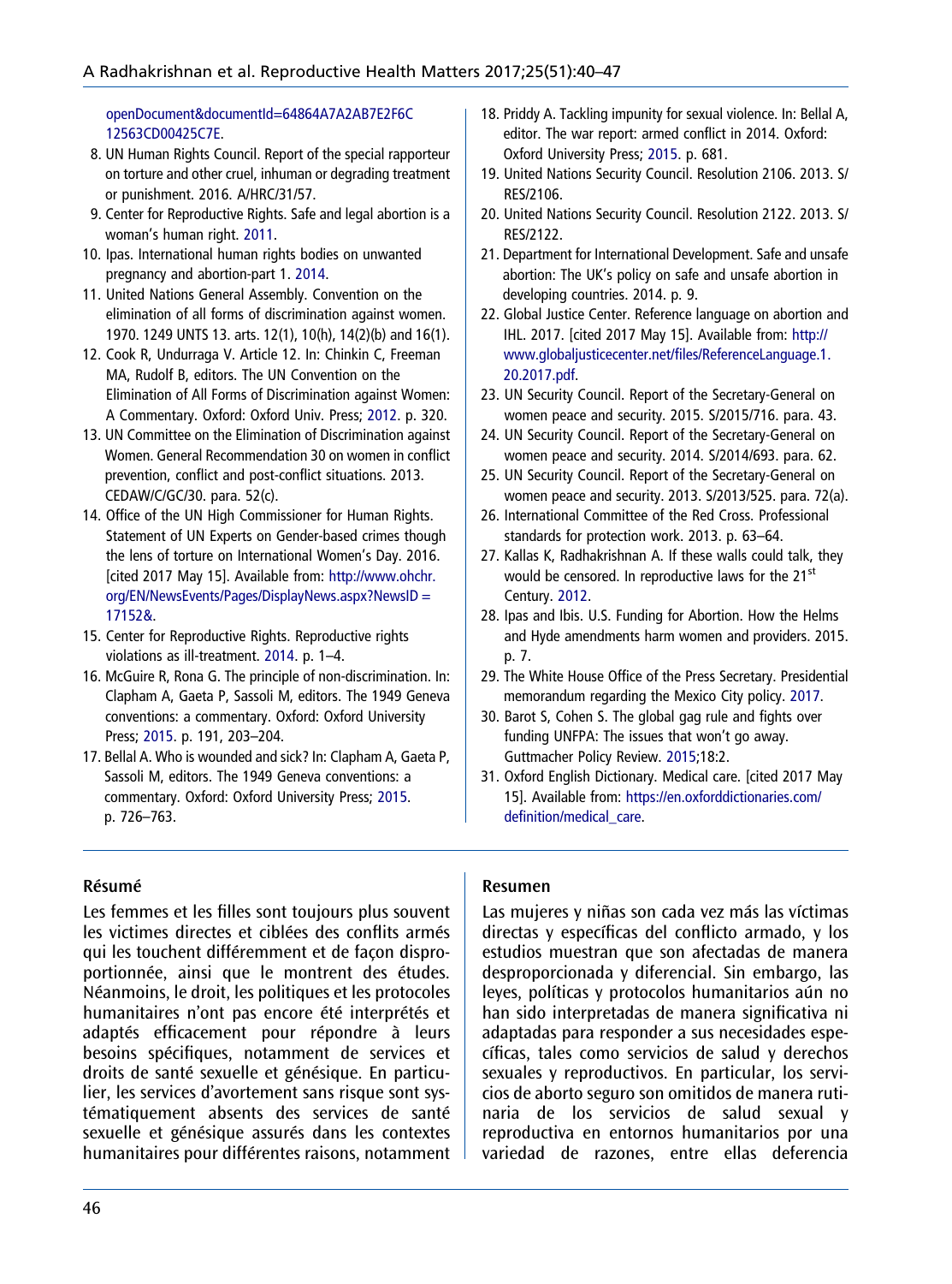openDocument&documentId=64864A7A2AB7E2F6C12563CD00425C7E.

8. UN Human Rights Council. Report of the special rapporteur on torture and other cruel, inhuman or degrading treatment or punishment. 2016. A/HRC/31/57.
9. Center for Reproductive Rights. Safe and legal abortion is a woman's human right. 2011.
10. Ipas. International human rights bodies on unwanted pregnancy and abortion-part 1. 2014.
11. United Nations General Assembly. Convention on the elimination of all forms of discrimination against women. 1970. 1249 UNTS 13. arts. 12(1), 10(h), 14(2)(b) and 16(1).
12. Cook R, Undurraga V. Article 12. In: Chinkin C, Freeman MA, Rudolf B, editors. The UN Convention on the Elimination of All Forms of Discrimination against Women: A Commentary. Oxford: Oxford Univ. Press; 2012. p. 320.
13. UN Committee on the Elimination of Discrimination against Women. General Recommendation 30 on women in conflict prevention, conflict and post-conflict situations. 2013. CEDAW/C/GC/30. para. 52(c).
14. Office of the UN High Commissioner for Human Rights. Statement of UN Experts on Gender-based crimes though the lens of torture on International Women's Day. 2016. [cited 2017 May 15]. Available from: http://www.ohchr.org/EN/NewsEvents/Pages/DisplayNews.aspx?NewsID=17152&.
15. Center for Reproductive Rights. Reproductive rights violations as ill-treatment. 2014. p. 1–4.
16. McGuire R, Rona G. The principle of non-discrimination. In: Clapham A, Gaeta P, Sassoli M, editors. The 1949 Geneva conventions: a commentary. Oxford: Oxford University Press; 2015. p. 191, 203–204.
17. Bellal A. Who is wounded and sick? In: Clapham A, Gaeta P, Sassoli M, editors. The 1949 Geneva conventions: a commentary. Oxford: Oxford University Press; 2015. p. 726–763.
18. Priddy A. Tackling impunity for sexual violence. In: Bellal A, editor. The war report: armed conflict in 2014. Oxford: Oxford University Press; 2015. p. 681.
19. United Nations Security Council. Resolution 2106. 2013. S/RES/2106.
20. United Nations Security Council. Resolution 2122. 2013. S/RES/2122.
21. Department for International Development. Safe and unsafe abortion: The UK's policy on safe and unsafe abortion in developing countries. 2014. p. 9.
22. Global Justice Center. Reference language on abortion and IHL. 2017. [cited 2017 May 15]. Available from: http://www.globaljusticecenter.net/files/ReferenceLanguage.1.20.2017.pdf.
23. UN Security Council. Report of the Secretary-General on women peace and security. 2015. S/2015/716. para. 43.
24. UN Security Council. Report of the Secretary-General on women peace and security. 2014. S/2014/693. para. 62.
25. UN Security Council. Report of the Secretary-General on women peace and security. 2013. S/2013/525. para. 72(a).
26. International Committee of the Red Cross. Professional standards for protection work. 2013. p. 63–64.
27. Kallas K, Radhakrishnan A. If these walls could talk, they would be censored. In reproductive laws for the 21st Century. 2012.
28. Ipas and Ibis. U.S. Funding for Abortion. How the Helms and Hyde amendments harm women and providers. 2015. p. 7.
29. The White House Office of the Press Secretary. Presidential memorandum regarding the Mexico City policy. 2017.
30. Barot S, Cohen S. The global gag rule and fights over funding UNFPA: The issues that won't go away. Guttmacher Policy Review. 2015;18:2.
31. Oxford English Dictionary. Medical care. [cited 2017 May 15]. Available from: https://en.oxforddictionaries.com/definition/medical_care.

## Résumé

Les femmes et les filles sont toujours plus souvent les victimes directes et ciblées des conflits armés qui les touchent différemment et de façon disproportionnée, ainsi que le montrent des études. Néanmoins, le droit, les politiques et les protocoles humanitaires n'ont pas encore été interprétés et adaptés efficacement pour répondre à leurs besoins spécifiques, notamment de services et droits de santé sexuelle et génésique. En particulier, les services d'avortement sans risque sont systématiquement absents des services de santé sexuelle et génésique assurés dans les contextes humanitaires pour différentes raisons, notamment

## Resumen

Las mujeres y niñas son cada vez más las víctimas directas y específicas del conflicto armado, y los estudios muestran que son afectadas de manera desproporcionada y diferencial. Sin embargo, las leyes, políticas y protocolos humanitarios aún no han sido interpretadas de manera significativa ni adaptadas para responder a sus necesidades específicas, tales como servicios de salud y derechos sexuales y reproductivos. En particular, los servicios de aborto seguro son omitidos de manera rutinaria de los servicios de salud sexual y reproductiva en entornos humanitarios por una variedad de razones, entre ellas deferencia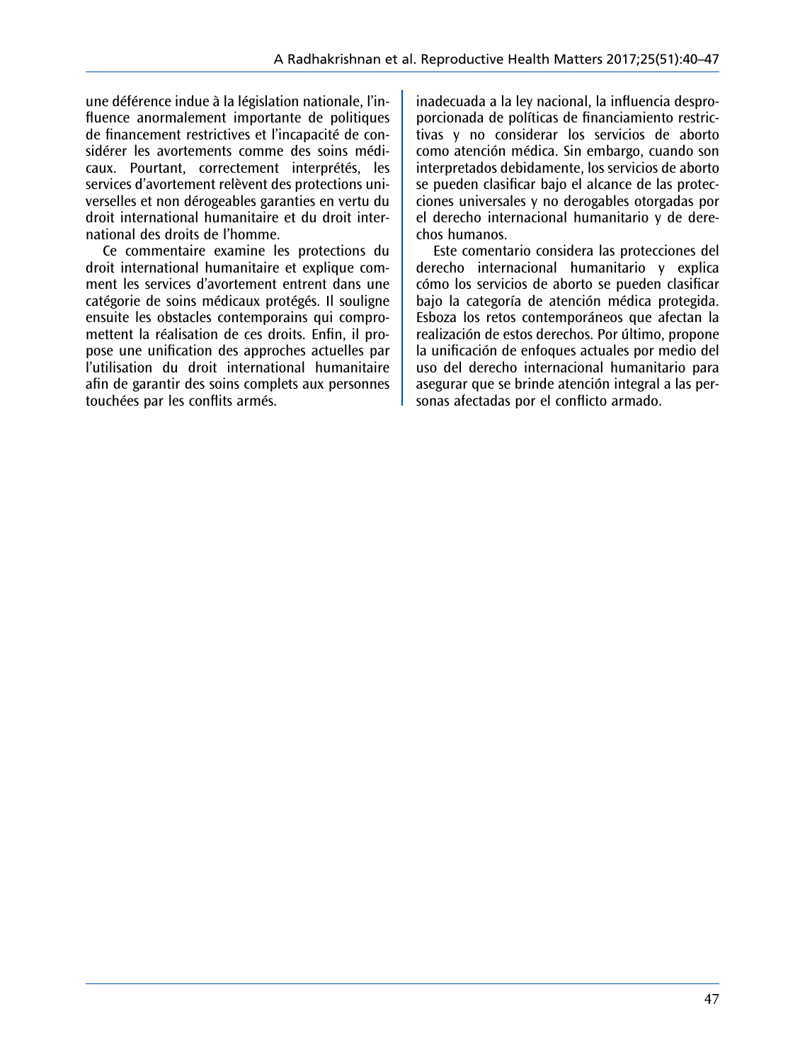une déférence indue à la législation nationale, l'influence anormalement importante de politiques de financement restrictives et l'incapacité de considérer les avortements comme des soins médicaux. Pourtant, correctement interprétés, les services d'avortement relèvent des protections universelles et non dérogeables garanties en vertu du droit international humanitaire et du droit international des droits de l'homme.

Ce commentaire examine les protections du droit international humanitaire et explique comment les services d'avortement entrent dans une catégorie de soins médicaux protégés. Il souligne ensuite les obstacles contemporains qui compromettent la réalisation de ces droits. Enfin, il propose une unification des approches actuelles par l'utilisation du droit international humanitaire afin de garantir des soins complets aux personnes touchées par les conflits armés.

inadecuada a la ley nacional, la influencia desproporcionada de políticas de financiamiento restrictivas y no considerar los servicios de aborto como atención médica. Sin embargo, cuando son interpretados debidamente, los servicios de aborto se pueden clasificar bajo el alcance de las protecciones universales y no derogables otorgadas por el derecho internacional humanitario y de derechos humanos.

Este comentario considera las protecciones del derecho internacional humanitario y explica cómo los servicios de aborto se pueden clasificar bajo la categoría de atención médica protegida. Esboza los retos contemporáneos que afectan la realización de estos derechos. Por último, propone la unificación de enfoques actuales por medio del uso del derecho internacional humanitario para asegurar que se brinde atención integral a las personas afectadas por el conflicto armado.